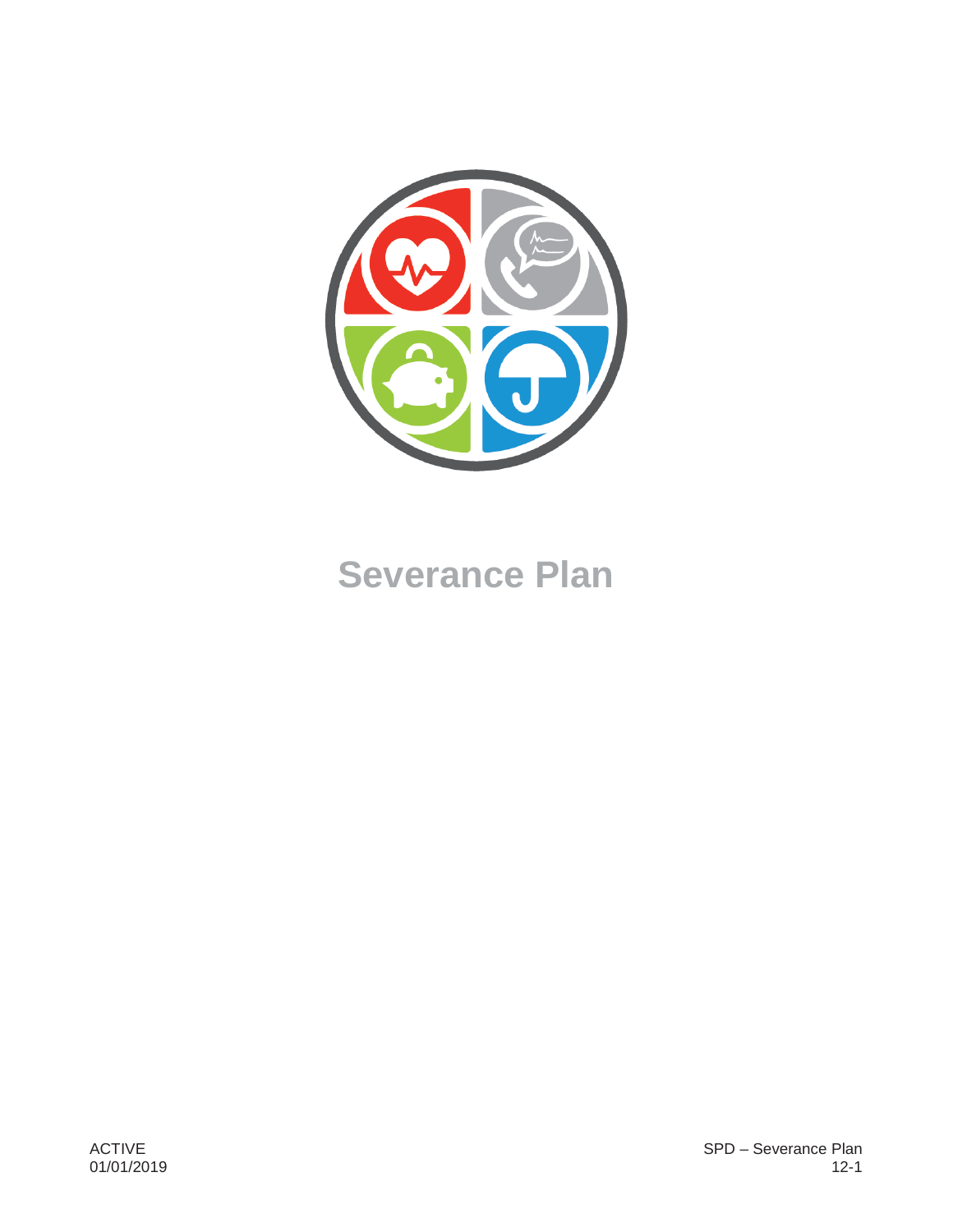# Severance Plan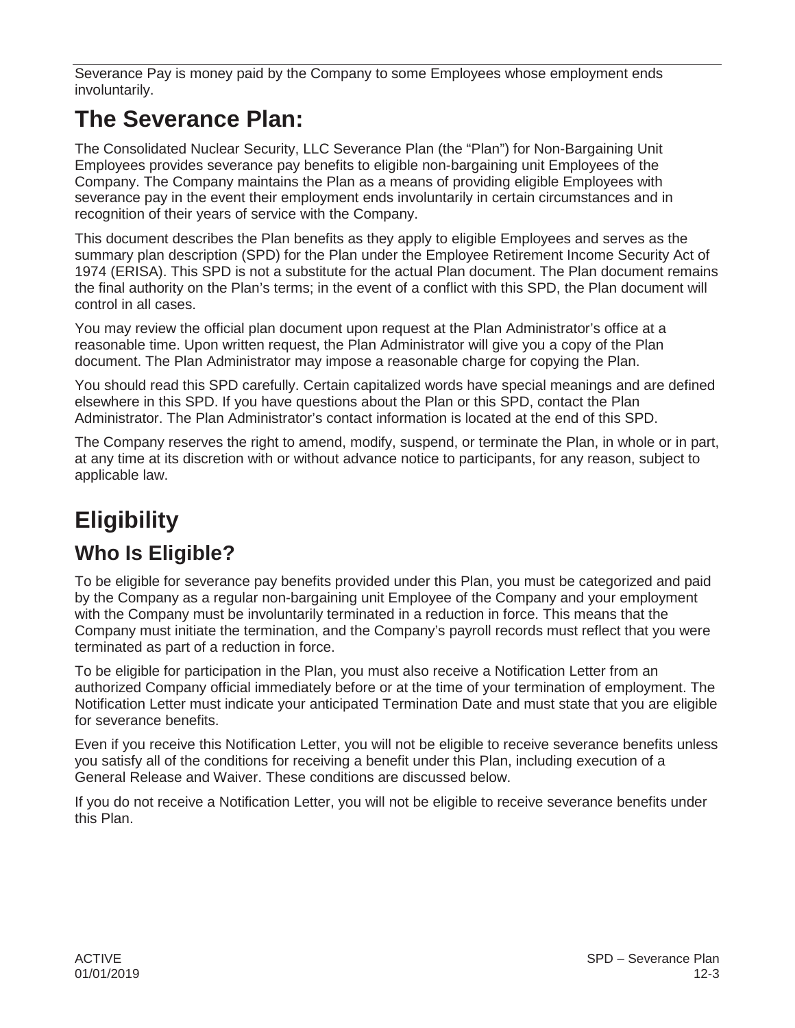Severance Pay is money paid by the Company to some Employees whose employment ends involuntarily.

# The Severance Plan:

The Consolidated Nuclear Security, LLC Severance Plan (the "Plan") for Non-Bargaining Unit Employees provides severance pay benefits to eligible non-bargaining unit Employees of the Company. The Company maintains the Plan as a means of providing eligible Employees with severance pay in the event their employment ends involuntarily in certain circumstances and in recognition of their years of service with the Company.

This document describes the Plan benefits as they apply to eligible Employees and serves as the summary plan description (SPD) for the Plan under the Employee Retirement Income Security Act of 1974 (ERISA). This SPD is not a substitute for the actual Plan document. The Plan document remains the final authority on the Plan's terms; in the event of a conflict with this SPD, the Plan document will control in all cases.

You may review the official plan document upon request at the Plan Administrator's office at a reasonable time. Upon written request, the Plan Administrator will give you a copy of the Plan document. The Plan Administrator may impose a reasonable charge for copying the Plan.

You should read this SPD carefully. Certain capitalized words have special meanings and are defined elsewhere in this SPD. If you have questions about the Plan or this SPD, contact the Plan Administrator. The Plan Administrator's contact information is located at the end of this SPD.

The Company reserves the right to amend, modify, suspend, or terminate the Plan, in whole or in part, at any time at its discretion with or without advance notice to participants, for any reason, subject to applicable law.

# Eligibility

## Who Is Eligible?

To be eligible for severance pay benefits provided under this Plan, you must be categorized and paid by the Company as a regular non-bargaining unit Employee of the Company and your employment with the Company must be involuntarily terminated in a reduction in force. This means that the Company must initiate the termination, and the Company's payroll records must reflect that you were terminated as part of a reduction in force.

To be eligible for participation in the Plan, you must also receive a Notification Letter from an authorized Company official immediately before or at the time of your termination of employment. The Notification Letter must indicate your anticipated Termination Date and must state that you are eligible for severance benefits.

Even if you receive this Notification Letter, you will not be eligible to receive severance benefits unless you satisfy all of the conditions for receiving a benefit under this Plan, including execution of a General Release and Waiver. These conditions are discussed below.

If you do not receive a Notification Letter, you will not be eligible to receive severance benefits under this Plan.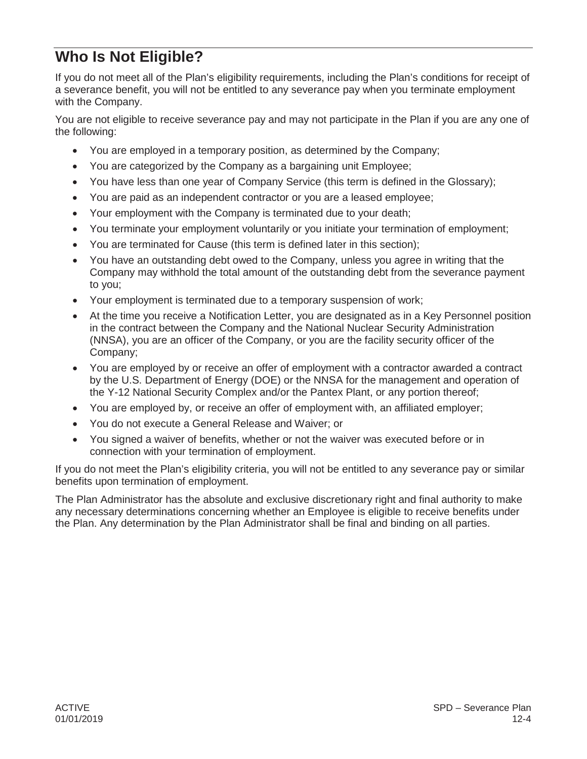## Who Is Not Eligible?

If you do not meet all of the Plan's eligibility requirements, including the Plan's conditions for receipt of a severance benefit, you will not be entitled to any severance pay when you terminate employment with the Company.

You are not eligible to receive severance pay and may not participate in the Plan if you are any one of the following:

- You are employed in a temporary position, as determined by the Company;
- You are categorized by the Company as a bargaining unit Employee;
- You have less than one year of Company Service (this term is defined in the Glossary);
- You are paid as an independent contractor or you are a leased employee;
- Your employment with the Company is terminated due to your death;
- You terminate your employment voluntarily or you initiate your termination of employment;
- You are terminated for Cause (this term is defined later in this section);
- You have an outstanding debt owed to the Company, unless you agree in writing that the Company may withhold the total amount of the outstanding debt from the severance payment to you;
- Your employment is terminated due to a temporary suspension of work;
- At the time you receive a Notification Letter, you are designated as in a Key Personnel position in the contract between the Company and the National Nuclear Security Administration (NNSA), you are an officer of the Company, or you are the facility security officer of the Company;
- You are employed by or receive an offer of employment with a contractor awarded a contract by the U.S. Department of Energy (DOE) or the NNSA for the management and operation of the Y-12 National Security Complex and/or the Pantex Plant, or any portion thereof;
- You are employed by, or receive an offer of employment with, an affiliated employer;
- You do not execute a General Release and Waiver; or
- You signed a waiver of benefits, whether or not the waiver was executed before or in connection with your termination of employment.

If you do not meet the Plan's eligibility criteria, you will not be entitled to any severance pay or similar benefits upon termination of employment.

The Plan Administrator has the absolute and exclusive discretionary right and final authority to make any necessary determinations concerning whether an Employee is eligible to receive benefits under the Plan. Any determination by the Plan Administrator shall be final and binding on all parties.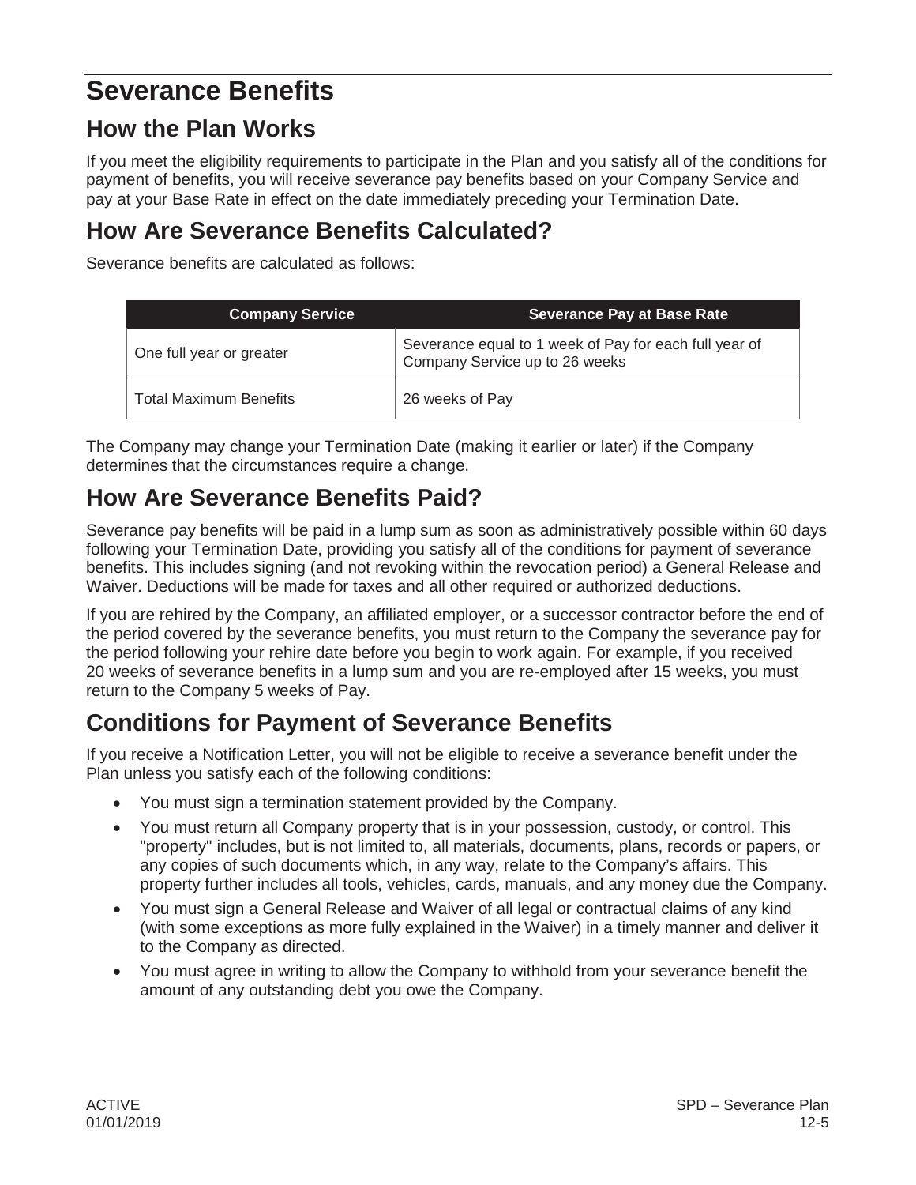# Severance Benefits

## How the Plan Works

If you meet the eligibility requirements to participate in the Plan and you satisfy all of the conditions for payment of benefits, you will receive severance pay benefits based on your Company Service and pay at your Base Rate in effect on the date immediately preceding your Termination Date.

## How Are Severance Benefits Calculated?

Severance benefits are calculated as follows:

| Company Service | Severance Pay at Base Rate |
|---|---|
| One full year or greater | Severance equal to 1 week of Pay for each full year of Company Service up to 26 weeks |
| Total Maximum Benefits | 26 weeks of Pay |

The Company may change your Termination Date (making it earlier or later) if the Company determines that the circumstances require a change.

## How Are Severance Benefits Paid?

Severance pay benefits will be paid in a lump sum as soon as administratively possible within 60 days following your Termination Date, providing you satisfy all of the conditions for payment of severance benefits. This includes signing (and not revoking within the revocation period) a General Release and Waiver. Deductions will be made for taxes and all other required or authorized deductions.

If you are rehired by the Company, an affiliated employer, or a successor contractor before the end of the period covered by the severance benefits, you must return to the Company the severance pay for the period following your rehire date before you begin to work again. For example, if you received 20 weeks of severance benefits in a lump sum and you are re-employed after 15 weeks, you must return to the Company 5 weeks of Pay.

## Conditions for Payment of Severance Benefits

If you receive a Notification Letter, you will not be eligible to receive a severance benefit under the Plan unless you satisfy each of the following conditions:

- You must sign a termination statement provided by the Company.
- You must return all Company property that is in your possession, custody, or control. This "property" includes, but is not limited to, all materials, documents, plans, records or papers, or any copies of such documents which, in any way, relate to the Company's affairs. This property further includes all tools, vehicles, cards, manuals, and any money due the Company.
- You must sign a General Release and Waiver of all legal or contractual claims of any kind (with some exceptions as more fully explained in the Waiver) in a timely manner and deliver it to the Company as directed.
- You must agree in writing to allow the Company to withhold from your severance benefit the amount of any outstanding debt you owe the Company.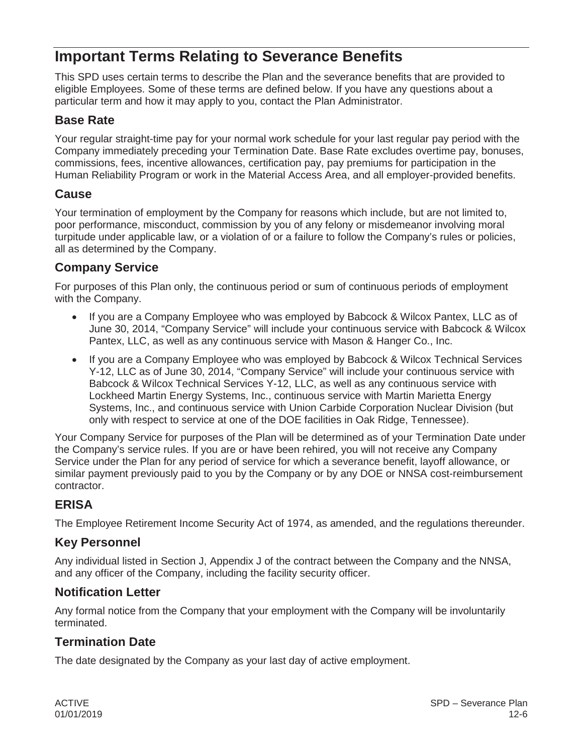# Important Terms Relating to Severance Benefits

This SPD uses certain terms to describe the Plan and the severance benefits that are provided to eligible Employees. Some of these terms are defined below. If you have any questions about a particular term and how it may apply to you, contact the Plan Administrator.

## Base Rate

Your regular straight-time pay for your normal work schedule for your last regular pay period with the Company immediately preceding your Termination Date. Base Rate excludes overtime pay, bonuses, commissions, fees, incentive allowances, certification pay, pay premiums for participation in the Human Reliability Program or work in the Material Access Area, and all employer-provided benefits.

## Cause

Your termination of employment by the Company for reasons which include, but are not limited to, poor performance, misconduct, commission by you of any felony or misdemeanor involving moral turpitude under applicable law, or a violation of or a failure to follow the Company's rules or policies, all as determined by the Company.

## Company Service

For purposes of this Plan only, the continuous period or sum of continuous periods of employment with the Company.

- If you are a Company Employee who was employed by Babcock & Wilcox Pantex, LLC as of June 30, 2014, "Company Service" will include your continuous service with Babcock & Wilcox Pantex, LLC, as well as any continuous service with Mason & Hanger Co., Inc.
- If you are a Company Employee who was employed by Babcock & Wilcox Technical Services Y-12, LLC as of June 30, 2014, "Company Service" will include your continuous service with Babcock & Wilcox Technical Services Y-12, LLC, as well as any continuous service with Lockheed Martin Energy Systems, Inc., continuous service with Martin Marietta Energy Systems, Inc., and continuous service with Union Carbide Corporation Nuclear Division (but only with respect to service at one of the DOE facilities in Oak Ridge, Tennessee).

Your Company Service for purposes of the Plan will be determined as of your Termination Date under the Company's service rules. If you are or have been rehired, you will not receive any Company Service under the Plan for any period of service for which a severance benefit, layoff allowance, or similar payment previously paid to you by the Company or by any DOE or NNSA cost-reimbursement contractor.

## ERISA

The Employee Retirement Income Security Act of 1974, as amended, and the regulations thereunder.

## Key Personnel

Any individual listed in Section J, Appendix J of the contract between the Company and the NNSA, and any officer of the Company, including the facility security officer.

## Notification Letter

Any formal notice from the Company that your employment with the Company will be involuntarily terminated.

## Termination Date

The date designated by the Company as your last day of active employment.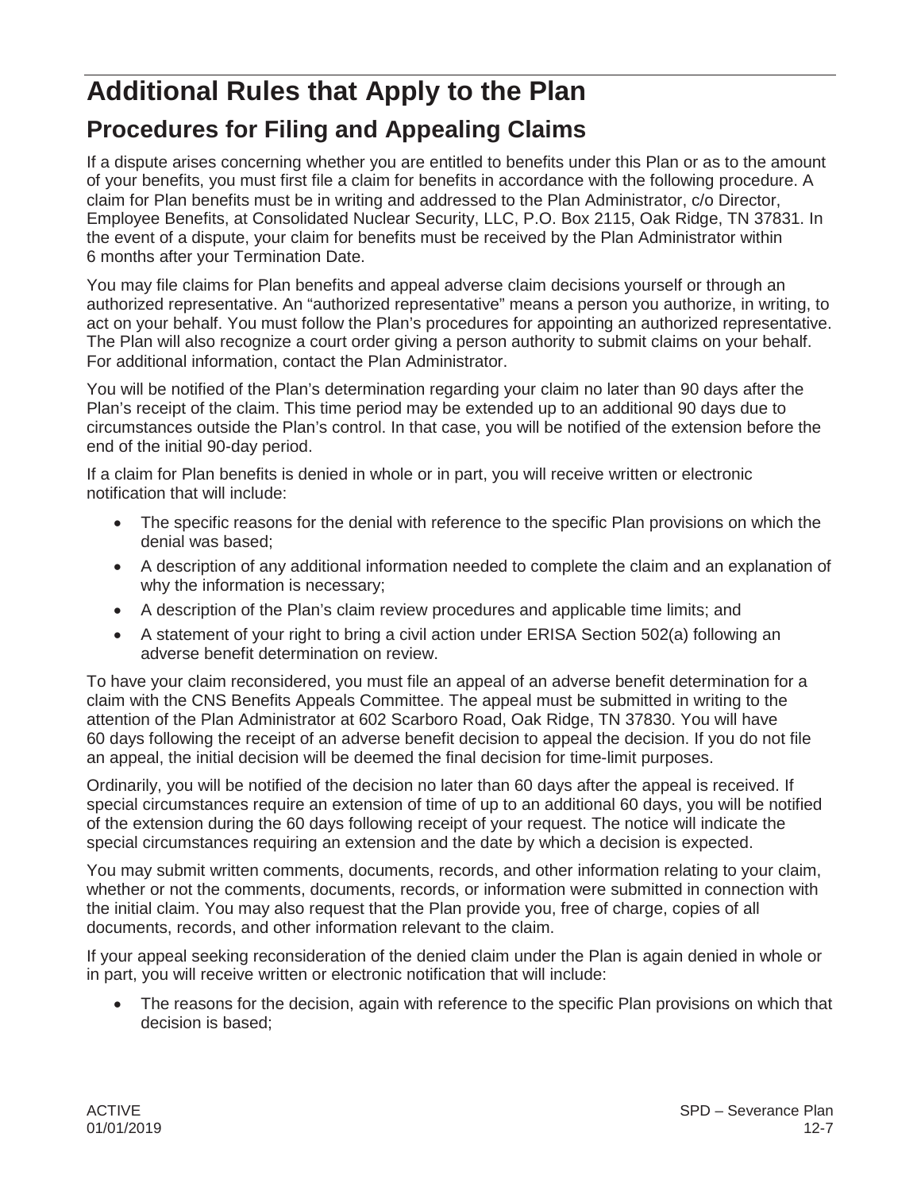# Additional Rules that Apply to the Plan

## Procedures for Filing and Appealing Claims

If a dispute arises concerning whether you are entitled to benefits under this Plan or as to the amount of your benefits, you must first file a claim for benefits in accordance with the following procedure. A claim for Plan benefits must be in writing and addressed to the Plan Administrator, c/o Director, Employee Benefits, at Consolidated Nuclear Security, LLC, P.O. Box 2115, Oak Ridge, TN 37831. In the event of a dispute, your claim for benefits must be received by the Plan Administrator within 6 months after your Termination Date.

You may file claims for Plan benefits and appeal adverse claim decisions yourself or through an authorized representative. An "authorized representative" means a person you authorize, in writing, to act on your behalf. You must follow the Plan's procedures for appointing an authorized representative. The Plan will also recognize a court order giving a person authority to submit claims on your behalf. For additional information, contact the Plan Administrator.

You will be notified of the Plan's determination regarding your claim no later than 90 days after the Plan's receipt of the claim. This time period may be extended up to an additional 90 days due to circumstances outside the Plan's control. In that case, you will be notified of the extension before the end of the initial 90-day period.

If a claim for Plan benefits is denied in whole or in part, you will receive written or electronic notification that will include:

- The specific reasons for the denial with reference to the specific Plan provisions on which the denial was based;
- A description of any additional information needed to complete the claim and an explanation of why the information is necessary;
- A description of the Plan's claim review procedures and applicable time limits; and
- A statement of your right to bring a civil action under ERISA Section 502(a) following an adverse benefit determination on review.

To have your claim reconsidered, you must file an appeal of an adverse benefit determination for a claim with the CNS Benefits Appeals Committee. The appeal must be submitted in writing to the attention of the Plan Administrator at 602 Scarboro Road, Oak Ridge, TN 37830. You will have 60 days following the receipt of an adverse benefit decision to appeal the decision. If you do not file an appeal, the initial decision will be deemed the final decision for time-limit purposes.

Ordinarily, you will be notified of the decision no later than 60 days after the appeal is received. If special circumstances require an extension of time of up to an additional 60 days, you will be notified of the extension during the 60 days following receipt of your request. The notice will indicate the special circumstances requiring an extension and the date by which a decision is expected.

You may submit written comments, documents, records, and other information relating to your claim, whether or not the comments, documents, records, or information were submitted in connection with the initial claim. You may also request that the Plan provide you, free of charge, copies of all documents, records, and other information relevant to the claim.

If your appeal seeking reconsideration of the denied claim under the Plan is again denied in whole or in part, you will receive written or electronic notification that will include:

- The reasons for the decision, again with reference to the specific Plan provisions on which that decision is based;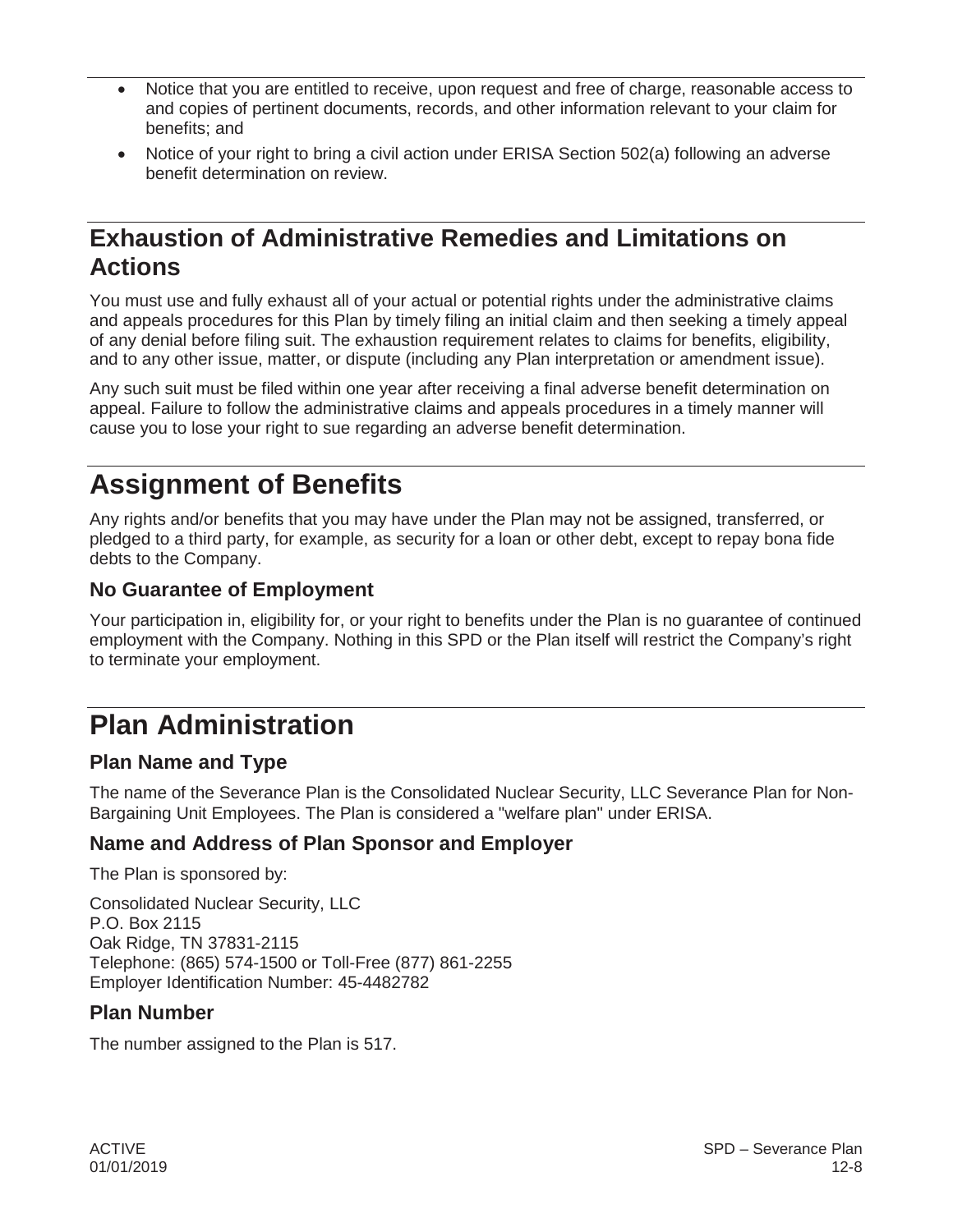- Notice that you are entitled to receive, upon request and free of charge, reasonable access to and copies of pertinent documents, records, and other information relevant to your claim for benefits; and
- Notice of your right to bring a civil action under ERISA Section 502(a) following an adverse benefit determination on review.

## Exhaustion of Administrative Remedies and Limitations on Actions

You must use and fully exhaust all of your actual or potential rights under the administrative claims and appeals procedures for this Plan by timely filing an initial claim and then seeking a timely appeal of any denial before filing suit. The exhaustion requirement relates to claims for benefits, eligibility, and to any other issue, matter, or dispute (including any Plan interpretation or amendment issue).

Any such suit must be filed within one year after receiving a final adverse benefit determination on appeal. Failure to follow the administrative claims and appeals procedures in a timely manner will cause you to lose your right to sue regarding an adverse benefit determination.

# Assignment of Benefits

Any rights and/or benefits that you may have under the Plan may not be assigned, transferred, or pledged to a third party, for example, as security for a loan or other debt, except to repay bona fide debts to the Company.

### No Guarantee of Employment

Your participation in, eligibility for, or your right to benefits under the Plan is no guarantee of continued employment with the Company. Nothing in this SPD or the Plan itself will restrict the Company's right to terminate your employment.

# Plan Administration

### Plan Name and Type

The name of the Severance Plan is the Consolidated Nuclear Security, LLC Severance Plan for Non-Bargaining Unit Employees. The Plan is considered a "welfare plan" under ERISA.

### Name and Address of Plan Sponsor and Employer

The Plan is sponsored by:

Consolidated Nuclear Security, LLC
P.O. Box 2115
Oak Ridge, TN 37831-2115
Telephone: (865) 574-1500 or Toll-Free (877) 861-2255
Employer Identification Number: 45-4482782

### Plan Number

The number assigned to the Plan is 517.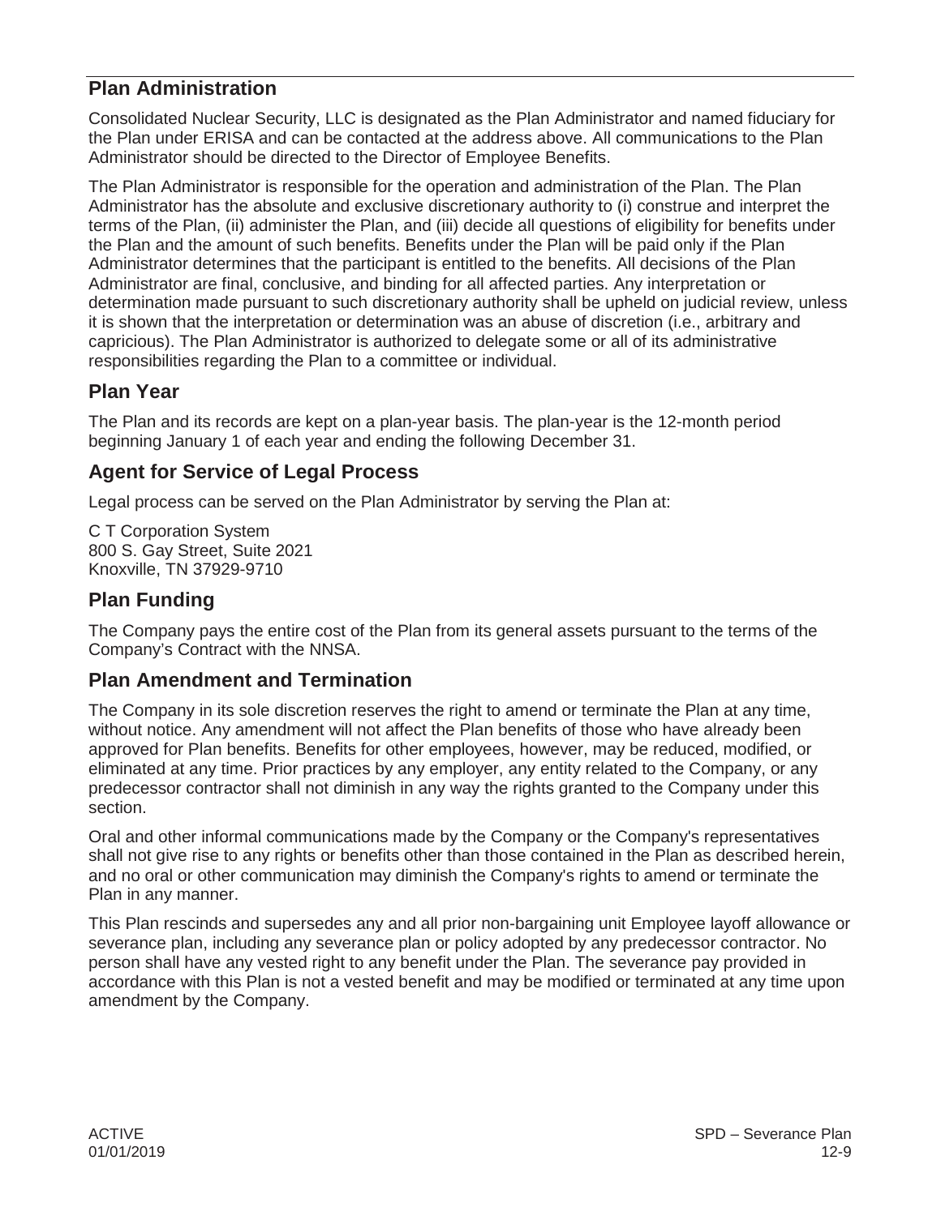## Plan Administration

Consolidated Nuclear Security, LLC is designated as the Plan Administrator and named fiduciary for the Plan under ERISA and can be contacted at the address above. All communications to the Plan Administrator should be directed to the Director of Employee Benefits.

The Plan Administrator is responsible for the operation and administration of the Plan. The Plan Administrator has the absolute and exclusive discretionary authority to (i) construe and interpret the terms of the Plan, (ii) administer the Plan, and (iii) decide all questions of eligibility for benefits under the Plan and the amount of such benefits. Benefits under the Plan will be paid only if the Plan Administrator determines that the participant is entitled to the benefits. All decisions of the Plan Administrator are final, conclusive, and binding for all affected parties. Any interpretation or determination made pursuant to such discretionary authority shall be upheld on judicial review, unless it is shown that the interpretation or determination was an abuse of discretion (i.e., arbitrary and capricious). The Plan Administrator is authorized to delegate some or all of its administrative responsibilities regarding the Plan to a committee or individual.

## Plan Year

The Plan and its records are kept on a plan-year basis. The plan-year is the 12-month period beginning January 1 of each year and ending the following December 31.

## Agent for Service of Legal Process

Legal process can be served on the Plan Administrator by serving the Plan at:

C T Corporation System
800 S. Gay Street, Suite 2021
Knoxville, TN 37929-9710

## Plan Funding

The Company pays the entire cost of the Plan from its general assets pursuant to the terms of the Company's Contract with the NNSA.

## Plan Amendment and Termination

The Company in its sole discretion reserves the right to amend or terminate the Plan at any time, without notice. Any amendment will not affect the Plan benefits of those who have already been approved for Plan benefits. Benefits for other employees, however, may be reduced, modified, or eliminated at any time. Prior practices by any employer, any entity related to the Company, or any predecessor contractor shall not diminish in any way the rights granted to the Company under this section.

Oral and other informal communications made by the Company or the Company's representatives shall not give rise to any rights or benefits other than those contained in the Plan as described herein, and no oral or other communication may diminish the Company's rights to amend or terminate the Plan in any manner.

This Plan rescinds and supersedes any and all prior non-bargaining unit Employee layoff allowance or severance plan, including any severance plan or policy adopted by any predecessor contractor. No person shall have any vested right to any benefit under the Plan. The severance pay provided in accordance with this Plan is not a vested benefit and may be modified or terminated at any time upon amendment by the Company.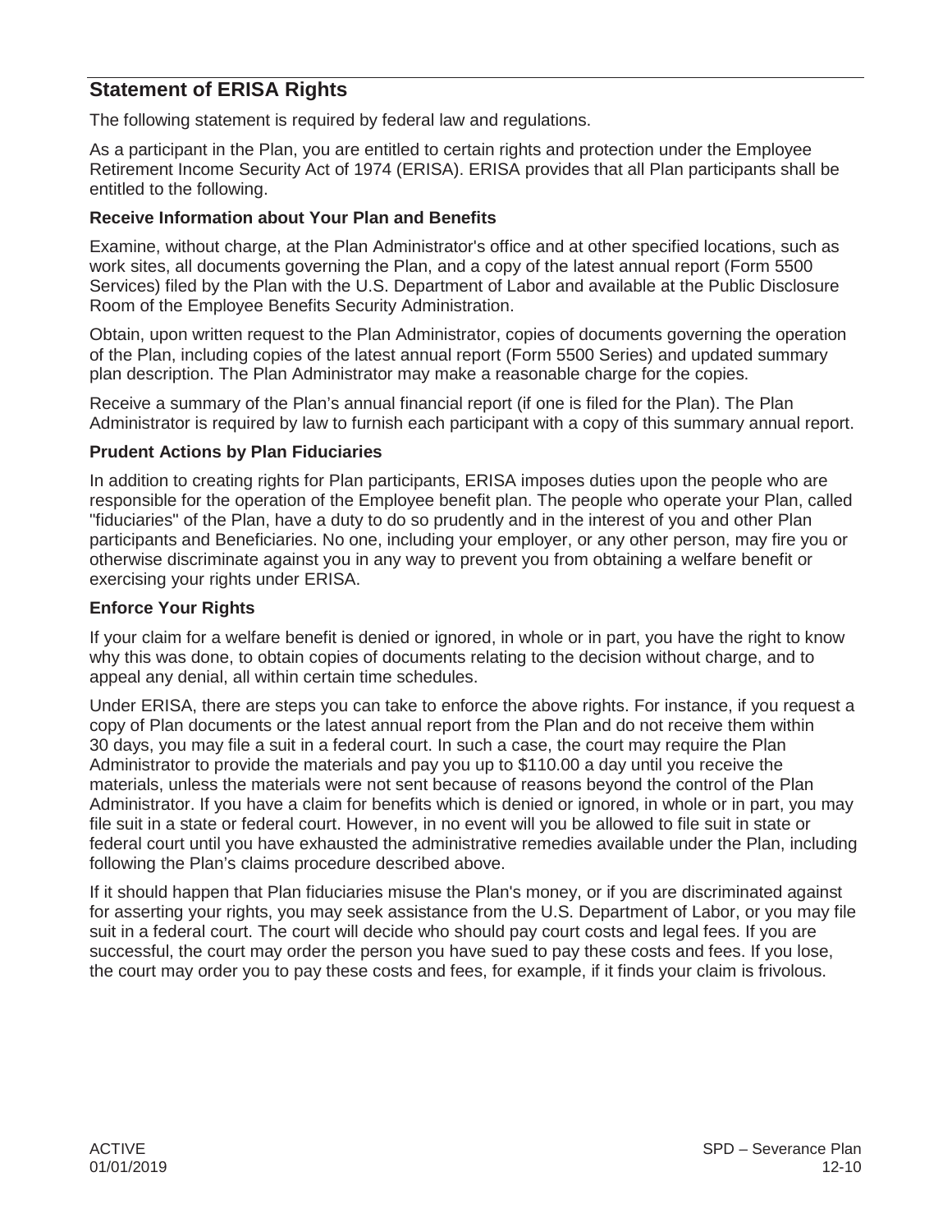## Statement of ERISA Rights

The following statement is required by federal law and regulations.

As a participant in the Plan, you are entitled to certain rights and protection under the Employee Retirement Income Security Act of 1974 (ERISA). ERISA provides that all Plan participants shall be entitled to the following.

### Receive Information about Your Plan and Benefits

Examine, without charge, at the Plan Administrator's office and at other specified locations, such as work sites, all documents governing the Plan, and a copy of the latest annual report (Form 5500 Services) filed by the Plan with the U.S. Department of Labor and available at the Public Disclosure Room of the Employee Benefits Security Administration.

Obtain, upon written request to the Plan Administrator, copies of documents governing the operation of the Plan, including copies of the latest annual report (Form 5500 Series) and updated summary plan description. The Plan Administrator may make a reasonable charge for the copies.

Receive a summary of the Plan's annual financial report (if one is filed for the Plan). The Plan Administrator is required by law to furnish each participant with a copy of this summary annual report.

### Prudent Actions by Plan Fiduciaries

In addition to creating rights for Plan participants, ERISA imposes duties upon the people who are responsible for the operation of the Employee benefit plan. The people who operate your Plan, called "fiduciaries" of the Plan, have a duty to do so prudently and in the interest of you and other Plan participants and Beneficiaries. No one, including your employer, or any other person, may fire you or otherwise discriminate against you in any way to prevent you from obtaining a welfare benefit or exercising your rights under ERISA.

### Enforce Your Rights

If your claim for a welfare benefit is denied or ignored, in whole or in part, you have the right to know why this was done, to obtain copies of documents relating to the decision without charge, and to appeal any denial, all within certain time schedules.

Under ERISA, there are steps you can take to enforce the above rights. For instance, if you request a copy of Plan documents or the latest annual report from the Plan and do not receive them within 30 days, you may file a suit in a federal court. In such a case, the court may require the Plan Administrator to provide the materials and pay you up to $110.00 a day until you receive the materials, unless the materials were not sent because of reasons beyond the control of the Plan Administrator. If you have a claim for benefits which is denied or ignored, in whole or in part, you may file suit in a state or federal court. However, in no event will you be allowed to file suit in state or federal court until you have exhausted the administrative remedies available under the Plan, including following the Plan's claims procedure described above.

If it should happen that Plan fiduciaries misuse the Plan's money, or if you are discriminated against for asserting your rights, you may seek assistance from the U.S. Department of Labor, or you may file suit in a federal court. The court will decide who should pay court costs and legal fees. If you are successful, the court may order the person you have sued to pay these costs and fees. If you lose, the court may order you to pay these costs and fees, for example, if it finds your claim is frivolous.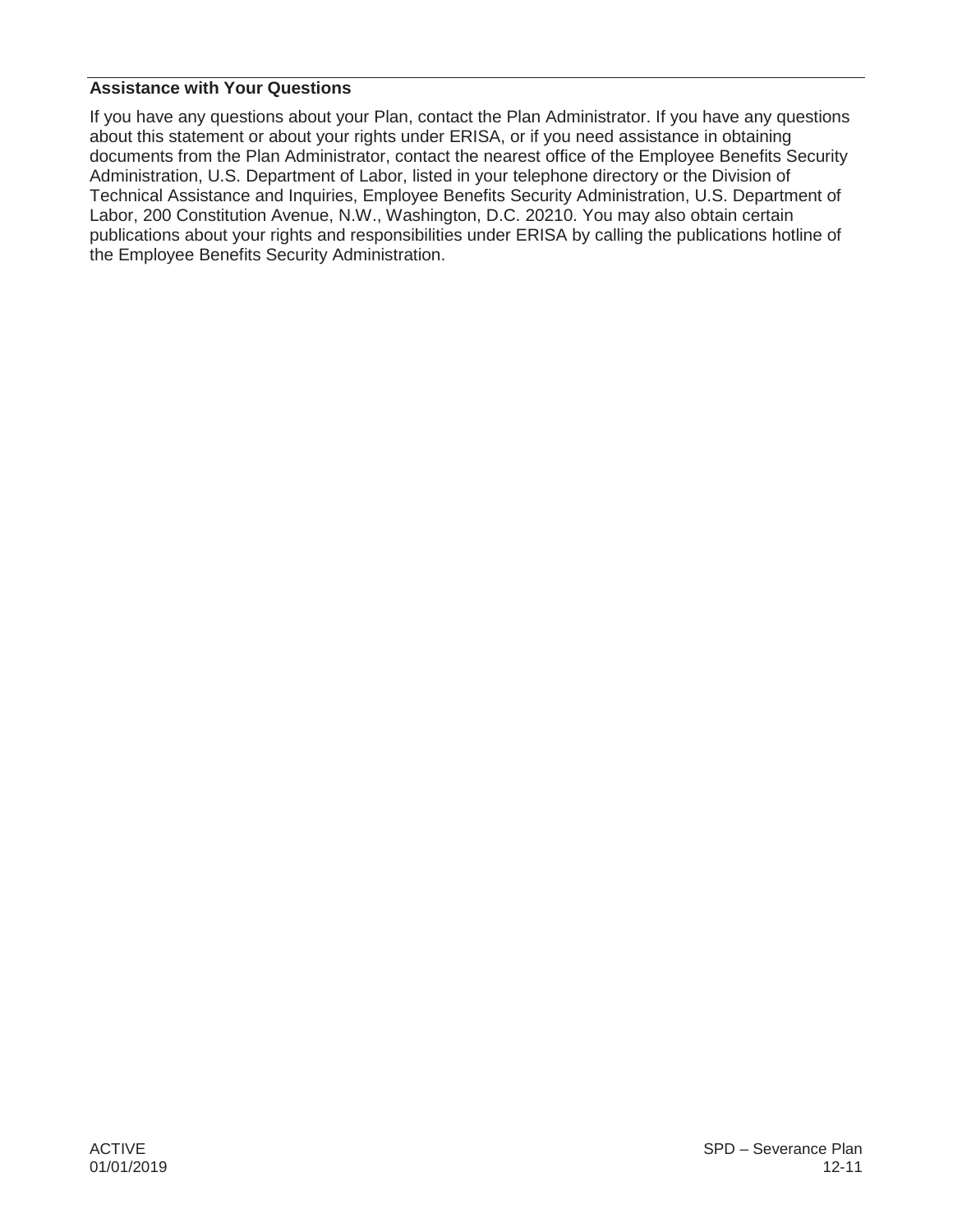## Assistance with Your Questions

If you have any questions about your Plan, contact the Plan Administrator. If you have any questions about this statement or about your rights under ERISA, or if you need assistance in obtaining documents from the Plan Administrator, contact the nearest office of the Employee Benefits Security Administration, U.S. Department of Labor, listed in your telephone directory or the Division of Technical Assistance and Inquiries, Employee Benefits Security Administration, U.S. Department of Labor, 200 Constitution Avenue, N.W., Washington, D.C. 20210. You may also obtain certain publications about your rights and responsibilities under ERISA by calling the publications hotline of the Employee Benefits Security Administration.